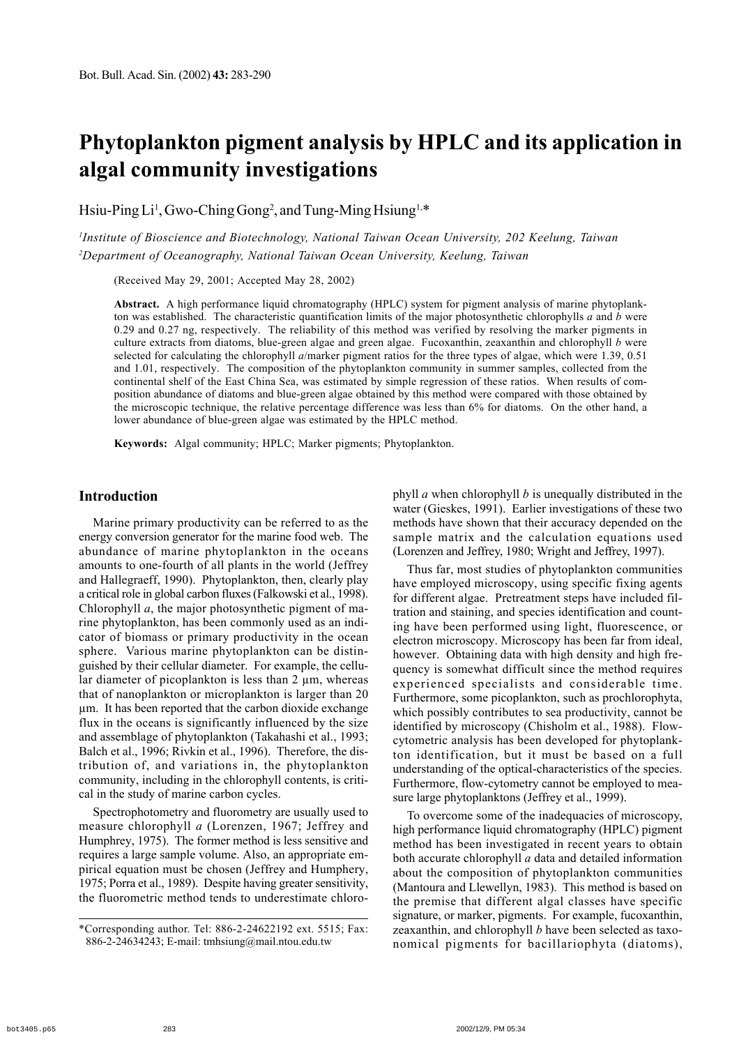# Phytoplankton pigment analysis by HPLC and its application in algal community investigations

Hsiu-Ping Li[1], Gwo-Ching Gong[2], and Tung-Ming Hsiung[1,*]

*[1]Institute of Bioscience and Biotechnology, National Taiwan Ocean University, 202 Keelung, Taiwan*
*[2]Department of Oceanography, National Taiwan Ocean University, Keelung, Taiwan*

(Received May 29, 2001; Accepted May 28, 2002)

**Abstract.** A high performance liquid chromatography (HPLC) system for pigment analysis of marine phytoplankton was established. The characteristic quantification limits of the major photosynthetic chlorophylls *a* and *b* were 0.29 and 0.27 ng, respectively. The reliability of this method was verified by resolving the marker pigments in culture extracts from diatoms, blue-green algae and green algae. Fucoxanthin, zeaxanthin and chlorophyll *b* were selected for calculating the chlorophyll *a*/marker pigment ratios for the three types of algae, which were 1.39, 0.51 and 1.01, respectively. The composition of the phytoplankton community in summer samples, collected from the continental shelf of the East China Sea, was estimated by simple regression of these ratios. When results of composition abundance of diatoms and blue-green algae obtained by this method were compared with those obtained by the microscopic technique, the relative percentage difference was less than 6% for diatoms. On the other hand, a lower abundance of blue-green algae was estimated by the HPLC method.

**Keywords:** Algal community; HPLC; Marker pigments; Phytoplankton.

## Introduction

Marine primary productivity can be referred to as the energy conversion generator for the marine food web. The abundance of marine phytoplankton in the oceans amounts to one-fourth of all plants in the world (Jeffrey and Hallegraeff, 1990). Phytoplankton, then, clearly play a critical role in global carbon fluxes (Falkowski et al., 1998). Chlorophyll *a*, the major photosynthetic pigment of marine phytoplankton, has been commonly used as an indicator of biomass or primary productivity in the ocean sphere. Various marine phytoplankton can be distinguished by their cellular diameter. For example, the cellular diameter of picoplankton is less than 2 µm, whereas that of nanoplankton or microplankton is larger than 20 µm. It has been reported that the carbon dioxide exchange flux in the oceans is significantly influenced by the size and assemblage of phytoplankton (Takahashi et al., 1993; Balch et al., 1996; Rivkin et al., 1996). Therefore, the distribution of, and variations in, the phytoplankton community, including in the chlorophyll contents, is critical in the study of marine carbon cycles.

Spectrophotometry and fluorometry are usually used to measure chlorophyll *a* (Lorenzen, 1967; Jeffrey and Humphrey, 1975). The former method is less sensitive and requires a large sample volume. Also, an appropriate empirical equation must be chosen (Jeffrey and Humphery, 1975; Porra et al., 1989). Despite having greater sensitivity, the fluorometric method tends to underestimate chlorophyll *a* when chlorophyll *b* is unequally distributed in the water (Gieskes, 1991). Earlier investigations of these two methods have shown that their accuracy depended on the sample matrix and the calculation equations used (Lorenzen and Jeffrey, 1980; Wright and Jeffrey, 1997).

Thus far, most studies of phytoplankton communities have employed microscopy, using specific fixing agents for different algae. Pretreatment steps have included filtration and staining, and species identification and counting have been performed using light, fluorescence, or electron microscopy. Microscopy has been far from ideal, however. Obtaining data with high density and high frequency is somewhat difficult since the method requires experienced specialists and considerable time. Furthermore, some picoplankton, such as prochlorophyta, which possibly contributes to sea productivity, cannot be identified by microscopy (Chisholm et al., 1988). Flow-cytometric analysis has been developed for phytoplankton identification, but it must be based on a full understanding of the optical-characteristics of the species. Furthermore, flow-cytometry cannot be employed to measure large phytoplanktons (Jeffrey et al., 1999).

To overcome some of the inadequacies of microscopy, high performance liquid chromatography (HPLC) pigment method has been investigated in recent years to obtain both accurate chlorophyll *a* data and detailed information about the composition of phytoplankton communities (Mantoura and Llewellyn, 1983). This method is based on the premise that different algal classes have specific signature, or marker, pigments. For example, fucoxanthin, zeaxanthin, and chlorophyll *b* have been selected as taxonomical pigments for bacillariophyta (diatoms),

*Corresponding author. Tel: 886-2-24622192 ext. 5515; Fax: 886-2-24634243; E-mail: tmhsiung@mail.ntou.edu.tw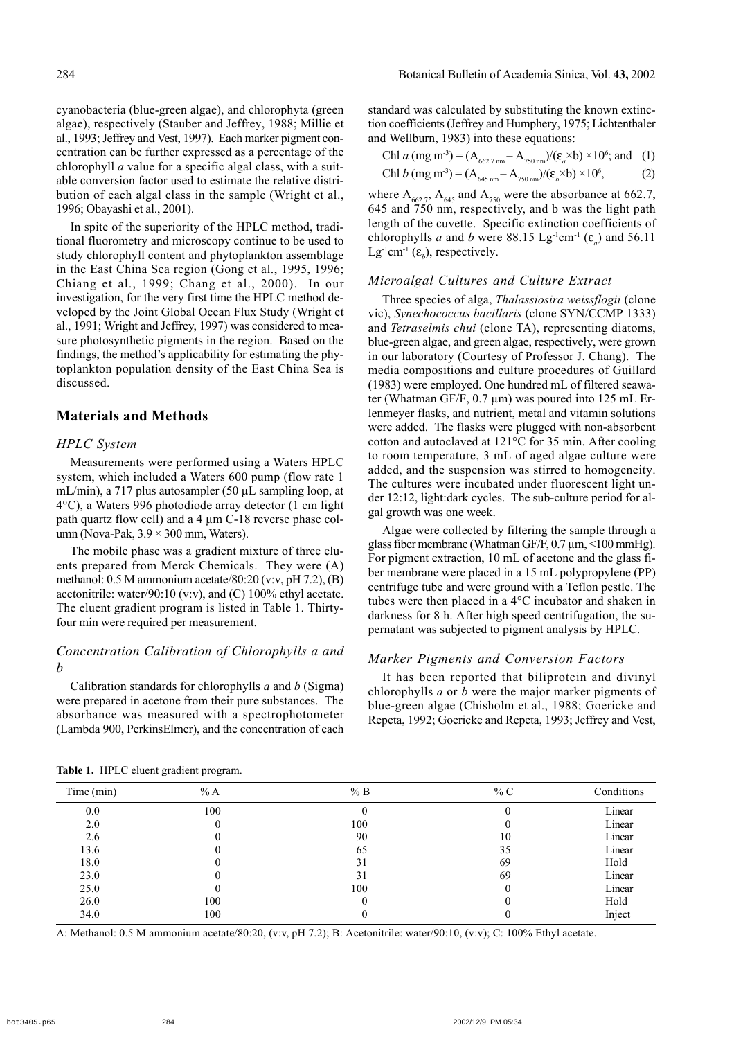cyanobacteria (blue-green algae), and chlorophyta (green algae), respectively (Stauber and Jeffrey, 1988; Millie et al., 1993; Jeffrey and Vest, 1997). Each marker pigment concentration can be further expressed as a percentage of the chlorophyll *a* value for a specific algal class, with a suitable conversion factor used to estimate the relative distribution of each algal class in the sample (Wright et al., 1996; Obayashi et al., 2001).

In spite of the superiority of the HPLC method, traditional fluorometry and microscopy continue to be used to study chlorophyll content and phytoplankton assemblage in the East China Sea region (Gong et al., 1995, 1996; Chiang et al., 1999; Chang et al., 2000). In our investigation, for the very first time the HPLC method developed by the Joint Global Ocean Flux Study (Wright et al., 1991; Wright and Jeffrey, 1997) was considered to measure photosynthetic pigments in the region. Based on the findings, the method's applicability for estimating the phytoplankton population density of the East China Sea is discussed.

## Materials and Methods

### *HPLC System*

Measurements were performed using a Waters HPLC system, which included a Waters 600 pump (flow rate 1 mL/min), a 717 plus autosampler (50 μL sampling loop, at 4°C), a Waters 996 photodiode array detector (1 cm light path quartz flow cell) and a 4 μm C-18 reverse phase column (Nova-Pak, 3.9 × 300 mm, Waters).

The mobile phase was a gradient mixture of three eluents prepared from Merck Chemicals. They were (A) methanol: 0.5 M ammonium acetate/80:20 (v:v, pH 7.2), (B) acetonitrile: water/90:10 (v:v), and (C) 100% ethyl acetate. The eluent gradient program is listed in Table 1. Thirty-four min were required per measurement.

### *Concentration Calibration of Chlorophylls a and b*

Calibration standards for chlorophylls *a* and *b* (Sigma) were prepared in acetone from their pure substances. The absorbance was measured with a spectrophotometer (Lambda 900, PerkinsElmer), and the concentration of each standard was calculated by substituting the known extinction coefficients (Jeffrey and Humphery, 1975; Lichtenthaler and Wellburn, 1983) into these equations:

$$\text{Chl } a \text{ (mg m}^{-3}) = (A_{662.7\text{ nm}} - A_{750\text{ nm}})/(\varepsilon_a \times b) \times 10^6; \text{ and} \quad (1)$$

$$\text{Chl } b \text{ (mg m}^{-3}) = (A_{645\text{ nm}} - A_{750\text{ nm}})/(\varepsilon_b \times b) \times 10^6, \quad (2)$$

where $A_{662.7}$, $A_{645}$ and $A_{750}$ were the absorbance at 662.7, 645 and 750 nm, respectively, and b was the light path length of the cuvette. Specific extinction coefficients of chlorophylls *a* and *b* were 88.15 $Lg^{-1}cm^{-1}$ ($\varepsilon_a$) and 56.11 $Lg^{-1}cm^{-1}$ ($\varepsilon_b$), respectively.

### *Microalgal Cultures and Culture Extract*

Three species of alga, *Thalassiosira weissflogii* (clone vic), *Synechococcus bacillaris* (clone SYN/CCMP 1333) and *Tetraselmis chui* (clone TA), representing diatoms, blue-green algae, and green algae, respectively, were grown in our laboratory (Courtesy of Professor J. Chang). The media compositions and culture procedures of Guillard (1983) were employed. One hundred mL of filtered seawater (Whatman GF/F, 0.7 μm) was poured into 125 mL Erlenmeyer flasks, and nutrient, metal and vitamin solutions were added. The flasks were plugged with non-absorbent cotton and autoclaved at 121°C for 35 min. After cooling to room temperature, 3 mL of aged algae culture were added, and the suspension was stirred to homogeneity. The cultures were incubated under fluorescent light under 12:12, light:dark cycles. The sub-culture period for algal growth was one week.

Algae were collected by filtering the sample through a glass fiber membrane (Whatman GF/F, 0.7 μm, <100 mmHg). For pigment extraction, 10 mL of acetone and the glass fiber membrane were placed in a 15 mL polypropylene (PP) centrifuge tube and were ground with a Teflon pestle. The tubes were then placed in a 4°C incubator and shaken in darkness for 8 h. After high speed centrifugation, the supernatant was subjected to pigment analysis by HPLC.

### *Marker Pigments and Conversion Factors*

It has been reported that biliprotein and divinyl chlorophylls *a* or *b* were the major marker pigments of blue-green algae (Chisholm et al., 1988; Goericke and Repeta, 1992; Goericke and Repeta, 1993; Jeffrey and Vest,

**Table 1.** HPLC eluent gradient program.

| Time (min) | % A | % B | % C | Conditions |
|---|---|---|---|---|
| 0.0 | 100 | 0 | 0 | Linear |
| 2.0 | 0 | 100 | 0 | Linear |
| 2.6 | 0 | 90 | 10 | Linear |
| 13.6 | 0 | 65 | 35 | Linear |
| 18.0 | 0 | 31 | 69 | Hold |
| 23.0 | 0 | 31 | 69 | Linear |
| 25.0 | 0 | 100 | 0 | Linear |
| 26.0 | 100 | 0 | 0 | Hold |
| 34.0 | 100 | 0 | 0 | Inject |

A: Methanol: 0.5 M ammonium acetate/80:20, (v:v, pH 7.2); B: Acetonitrile: water/90:10, (v:v); C: 100% Ethyl acetate.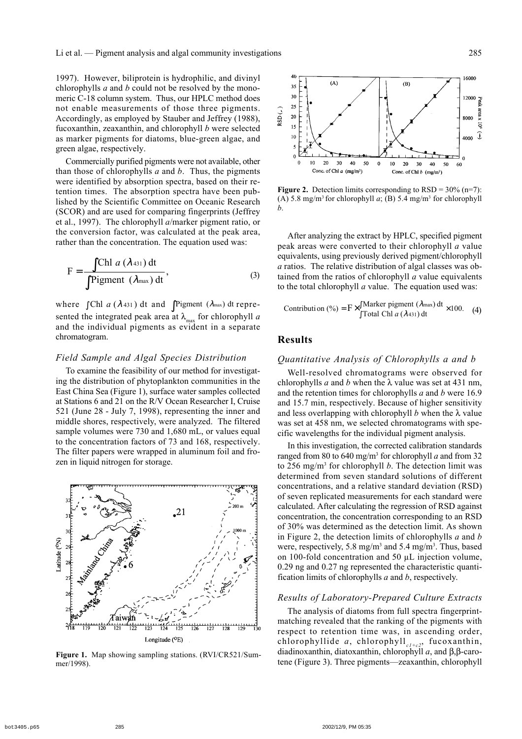1997). However, biliprotein is hydrophilic, and divinyl chlorophylls *a* and *b* could not be resolved by the monomeric C-18 column system. Thus, our HPLC method does not enable measurements of those three pigments. Accordingly, as employed by Stauber and Jeffrey (1988), fucoxanthin, zeaxanthin, and chlorophyll *b* were selected as marker pigments for diatoms, blue-green algae, and green algae, respectively.

Commercially purified pigments were not available, other than those of chlorophylls *a* and *b*. Thus, the pigments were identified by absorption spectra, based on their retention times. The absorption spectra have been published by the Scientific Committee on Oceanic Research (SCOR) and are used for comparing fingerprints (Jeffrey et al., 1997). The chlorophyll *a*/marker pigment ratio, or the conversion factor, was calculated at the peak area, rather than the concentration. The equation used was:

$$F = \frac{\int \text{Chl } a\,(\lambda_{431})\,dt}{\int \text{Pigment }(\lambda_{max})\,dt}, \quad (3)$$

where $\int \text{Chl } a\,(\lambda_{431})\,dt$ and $\int \text{Pigment }(\lambda_{max})\,dt$ represented the integrated peak area at $\lambda_{max}$ for chlorophyll *a* and the individual pigments as evident in a separate chromatogram.

### *Field Sample and Algal Species Distribution*

To examine the feasibility of our method for investigating the distribution of phytoplankton communities in the East China Sea (Figure 1), surface water samples collected at Stations 6 and 21 on the R/V Ocean Researcher I, Cruise 521 (June 28 - July 7, 1998), representing the inner and middle shores, respectively, were analyzed. The filtered sample volumes were 730 and 1,680 mL, or values equal to the concentration factors of 73 and 168, respectively. The filter papers were wrapped in aluminum foil and frozen in liquid nitrogen for storage.

**Figure 1.** Map showing sampling stations. (RVI/CR521/Summer/1998).

**Figure 2.** Detection limits corresponding to RSD = 30% (n=7): (A) 5.8 mg/m$^3$ for chlorophyll *a*; (B) 5.4 mg/m$^3$ for chlorophyll *b*.

After analyzing the extract by HPLC, specified pigment peak areas were converted to their chlorophyll *a* value equivalents, using previously derived pigment/chlorophyll *a* ratios. The relative distribution of algal classes was obtained from the ratios of chlorophyll *a* value equivalents to the total chlorophyll *a* value. The equation used was:

$$\text{Contribution }(\%) = F \times \frac{\int \text{Marker pigment }(\lambda_{max})\,dt}{\int \text{Total Chl } a\,(\lambda_{431})\,dt} \times 100. \quad (4)$$

## Results

### *Quantitative Analysis of Chlorophylls a and b*

Well-resolved chromatograms were observed for chlorophylls *a* and *b* when the $\lambda$ value was set at 431 nm, and the retention times for chlorophylls *a* and *b* were 16.9 and 15.7 min, respectively. Because of higher sensitivity and less overlapping with chlorophyll *b* when the $\lambda$ value was set at 458 nm, we selected chromatograms with specific wavelengths for the individual pigment analysis.

In this investigation, the corrected calibration standards ranged from 80 to 640 mg/m$^3$ for chlorophyll *a* and from 32 to 256 mg/m$^3$ for chlorophyll *b*. The detection limit was determined from seven standard solutions of different concentrations, and a relative standard deviation (RSD) of seven replicated measurements for each standard were calculated. After calculating the regression of RSD against concentration, the concentration corresponding to an RSD of 30% was determined as the detection limit. As shown in Figure 2, the detection limits of chlorophylls *a* and *b* were, respectively, 5.8 mg/m$^3$ and 5.4 mg/m$^3$. Thus, based on 100-fold concentration and 50 µL injection volume, 0.29 ng and 0.27 ng represented the characteristic quantification limits of chlorophylls *a* and *b*, respectively.

### *Results of Laboratory-Prepared Culture Extracts*

The analysis of diatoms from full spectra fingerprint-matching revealed that the ranking of the pigments with respect to retention time was, in ascending order, chlorophyllide *a*, chlorophyll$_{c1+c2}$, fucoxanthin, diadinoxanthin, diatoxanthin, chlorophyll *a*, and β,β-carotene (Figure 3). Three pigments—zeaxanthin, chlorophyll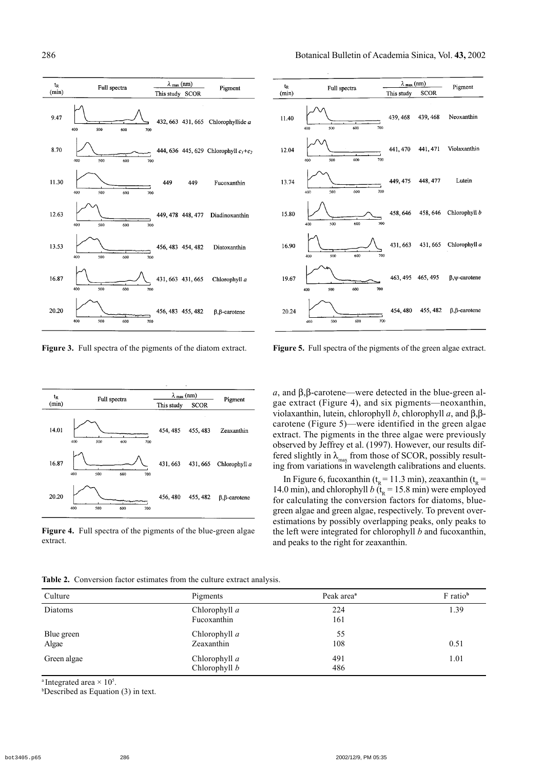| $t_R$ (min) | Full spectra | $\lambda_{max}$ (nm) This study | $\lambda_{max}$ (nm) SCOR | Pigment |
|---|---|---|---|---|
| 9.47 | | 432, 663 | 431, 665 | Chlorophyllide *a* |
| 8.70 | | 444, 636 | 445, 629 | Chlorophyll $c_1$+$c_2$ |
| 11.30 | | 449 | 449 | Fucoxanthin |
| 12.63 | | 449, 478 | 448, 477 | Diadinoxanthin |
| 13.53 | | 456, 483 | 454, 482 | Diatoxanthin |
| 16.87 | | 431, 663 | 431, 665 | Chlorophyll *a* |
| 20.20 | | 456, 483 | 455, 482 | β,β-carotene |

**Figure 3.** Full spectra of the pigments of the diatom extract.

| $t_R$ (min) | Full spectra | $\lambda_{max}$ (nm) This study | $\lambda_{max}$ (nm) SCOR | Pigment |
|---|---|---|---|---|
| 11.40 | | 439, 468 | 439, 468 | Neoxanthin |
| 12.04 | | 441, 470 | 441, 471 | Violaxanthin |
| 13.74 | | 449, 475 | 448, 477 | Lutein |
| 15.80 | | 458, 646 | 458, 646 | Chlorophyll *b* |
| 16.90 | | 431, 663 | 431, 665 | Chlorophyll *a* |
| 19.67 | | 463, 495 | 465, 495 | β,ψ-carotene |
| 20.24 | | 454, 480 | 455, 482 | β,β-carotene |

**Figure 5.** Full spectra of the pigments of the green algae extract.

| $t_R$ (min) | Full spectra | $\lambda_{max}$ (nm) This study | $\lambda_{max}$ (nm) SCOR | Pigment |
|---|---|---|---|---|
| 14.01 | | 454, 485 | 455, 483 | Zeaxanthin |
| 16.87 | | 431, 663 | 431, 665 | Chlorophyll *a* |
| 20.20 | | 456, 480 | 455, 482 | β,β-carotene |

**Figure 4.** Full spectra of the pigments of the blue-green algae extract.

*a*, and β,β-carotene—were detected in the blue-green algae extract (Figure 4), and six pigments—neoxanthin, violaxanthin, lutein, chlorophyll *b*, chlorophyll *a*, and β,β-carotene (Figure 5)—were identified in the green algae extract. The pigments in the three algae were previously observed by Jeffrey et al. (1997). However, our results differed slightly in $\lambda_{max}$ from those of SCOR, possibly resulting from variations in wavelength calibrations and eluents.

In Figure 6, fucoxanthin ($t_R$ = 11.3 min), zeaxanthin ($t_R$ = 14.0 min), and chlorophyll *b* ($t_R$ = 15.8 min) were employed for calculating the conversion factors for diatoms, blue-green algae and green algae, respectively. To prevent overestimations by possibly overlapping peaks, only peaks to the left were integrated for chlorophyll *b* and fucoxanthin, and peaks to the right for zeaxanthin.

**Table 2.** Conversion factor estimates from the culture extract analysis.

| Culture | Pigments | Peak area[a] | F ratio[b] |
|---|---|---|---|
| Diatoms | Chlorophyll *a* | 224 | 1.39 |
| | Fucoxanthin | 161 | |
| Blue green | Chlorophyll *a* | 55 | |
| Algae | Zeaxanthin | 108 | 0.51 |
| Green algae | Chlorophyll *a* | 491 | 1.01 |
| | Chlorophyll *b* | 486 | |

[a] Integrated area × $10^5$.
[b] Described as Equation (3) in text.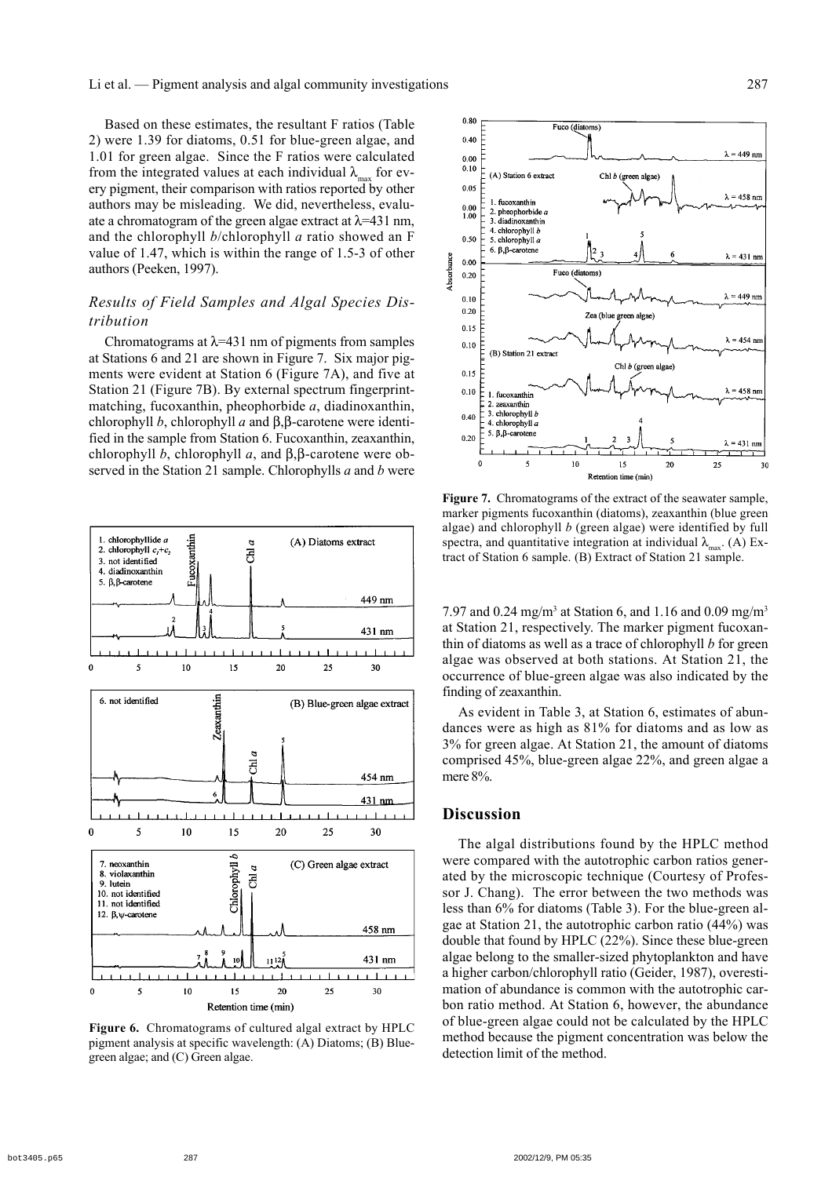Based on these estimates, the resultant F ratios (Table 2) were 1.39 for diatoms, 0.51 for blue-green algae, and 1.01 for green algae. Since the F ratios were calculated from the integrated values at each individual $\lambda_{max}$ for every pigment, their comparison with ratios reported by other authors may be misleading. We did, nevertheless, evaluate a chromatogram of the green algae extract at $\lambda$=431 nm, and the chlorophyll *b*/chlorophyll *a* ratio showed an F value of 1.47, which is within the range of 1.5-3 of other authors (Peeken, 1997).

### *Results of Field Samples and Algal Species Distribution*

Chromatograms at $\lambda$=431 nm of pigments from samples at Stations 6 and 21 are shown in Figure 7. Six major pigments were evident at Station 6 (Figure 7A), and five at Station 21 (Figure 7B). By external spectrum fingerprint-matching, fucoxanthin, pheophorbide *a*, diadinoxanthin, chlorophyll *b*, chlorophyll *a* and β,β-carotene were identified in the sample from Station 6. Fucoxanthin, zeaxanthin, chlorophyll *b*, chlorophyll *a*, and β,β-carotene were observed in the Station 21 sample. Chlorophylls *a* and *b* were 7.97 and 0.24 mg/m$^3$ at Station 6, and 1.16 and 0.09 mg/m$^3$ at Station 21, respectively. The marker pigment fucoxanthin of diatoms as well as a trace of chlorophyll *b* for green algae was observed at both stations. At Station 21, the occurrence of blue-green algae was also indicated by the finding of zeaxanthin.

As evident in Table 3, at Station 6, estimates of abundances were as high as 81% for diatoms and as low as 3% for green algae. At Station 21, the amount of diatoms comprised 45%, blue-green algae 22%, and green algae a mere 8%.

**Figure 6.** Chromatograms of cultured algal extract by HPLC pigment analysis at specific wavelength: (A) Diatoms; (B) Blue-green algae; and (C) Green algae.

**Figure 7.** Chromatograms of the extract of the seawater sample, marker pigments fucoxanthin (diatoms), zeaxanthin (blue green algae) and chlorophyll *b* (green algae) were identified by full spectra, and quantitative integration at individual $\lambda_{max}$. (A) Extract of Station 6 sample. (B) Extract of Station 21 sample.

## Discussion

The algal distributions found by the HPLC method were compared with the autotrophic carbon ratios generated by the microscopic technique (Courtesy of Professor J. Chang). The error between the two methods was less than 6% for diatoms (Table 3). For the blue-green algae at Station 21, the autotrophic carbon ratio (44%) was double that found by HPLC (22%). Since these blue-green algae belong to the smaller-sized phytoplankton and have a higher carbon/chlorophyll ratio (Geider, 1987), overestimation of abundance is common with the autotrophic carbon ratio method. At Station 6, however, the abundance of blue-green algae could not be calculated by the HPLC method because the pigment concentration was below the detection limit of the method.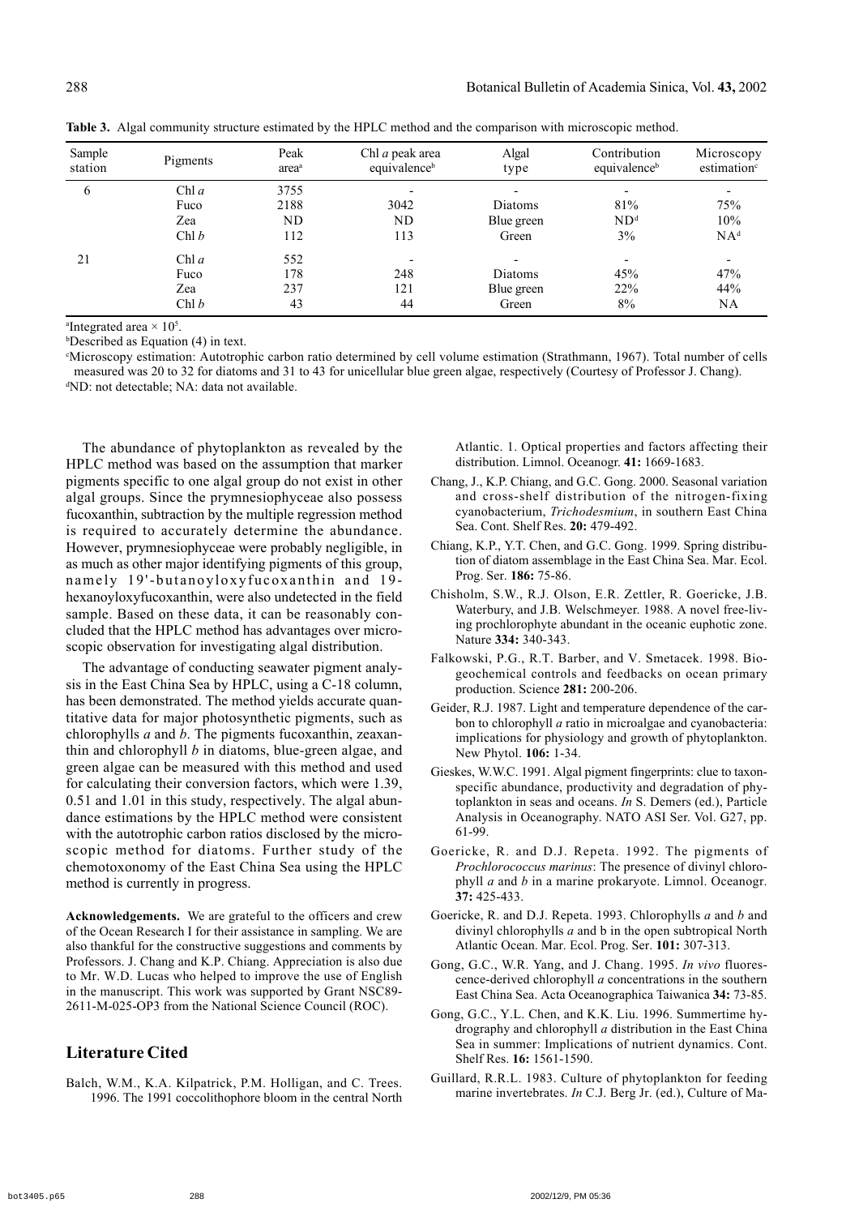**Table 3.** Algal community structure estimated by the HPLC method and the comparison with microscopic method.

| Sample station | Pigments | Peak area[a] | Chl *a* peak area equivalence[b] | Algal type | Contribution equivalence[b] | Microscopy estimation[c] |
|---|---|---|---|---|---|---|
| 6 | Chl *a* | 3755 | - | - | - | - |
| | Fuco | 2188 | 3042 | Diatoms | 81% | 75% |
| | Zea | ND | ND | Blue green | ND[d] | 10% |
| | Chl *b* | 112 | 113 | Green | 3% | NA[d] |
| 21 | Chl *a* | 552 | - | - | - | - |
| | Fuco | 178 | 248 | Diatoms | 45% | 47% |
| | Zea | 237 | 121 | Blue green | 22% | 44% |
| | Chl *b* | 43 | 44 | Green | 8% | NA |

[a]Integrated area $\times 10^5$.
[b]Described as Equation (4) in text.
[c]Microscopy estimation: Autotrophic carbon ratio determined by cell volume estimation (Strathmann, 1967). Total number of cells measured was 20 to 32 for diatoms and 31 to 43 for unicellular blue green algae, respectively (Courtesy of Professor J. Chang).
[d]ND: not detectable; NA: data not available.

The abundance of phytoplankton as revealed by the HPLC method was based on the assumption that marker pigments specific to one algal group do not exist in other algal groups. Since the prymnesiophyceae also possess fucoxanthin, subtraction by the multiple regression method is required to accurately determine the abundance. However, prymnesiophyceae were probably negligible, in as much as other major identifying pigments of this group, namely 19'-butanoyloxyfucoxanthin and 19-hexanoyloxyfucoxanthin, were also undetected in the field sample. Based on these data, it can be reasonably concluded that the HPLC method has advantages over microscopic observation for investigating algal distribution.

The advantage of conducting seawater pigment analysis in the East China Sea by HPLC, using a C-18 column, has been demonstrated. The method yields accurate quantitative data for major photosynthetic pigments, such as chlorophylls *a* and *b*. The pigments fucoxanthin, zeaxanthin and chlorophyll *b* in diatoms, blue-green algae, and green algae can be measured with this method and used for calculating their conversion factors, which were 1.39, 0.51 and 1.01 in this study, respectively. The algal abundance estimations by the HPLC method were consistent with the autotrophic carbon ratios disclosed by the microscopic method for diatoms. Further study of the chemotoxonomy of the East China Sea using the HPLC method is currently in progress.

**Acknowledgements.** We are grateful to the officers and crew of the Ocean Research I for their assistance in sampling. We are also thankful for the constructive suggestions and comments by Professors. J. Chang and K.P. Chiang. Appreciation is also due to Mr. W.D. Lucas who helped to improve the use of English in the manuscript. This work was supported by Grant NSC89-2611-M-025-OP3 from the National Science Council (ROC).

## Literature Cited

Balch, W.M., K.A. Kilpatrick, P.M. Holligan, and C. Trees. 1996. The 1991 coccolithophore bloom in the central North Atlantic. 1. Optical properties and factors affecting their distribution. Limnol. Oceanogr. **41:** 1669-1683.

Chang, J., K.P. Chiang, and G.C. Gong. 2000. Seasonal variation and cross-shelf distribution of the nitrogen-fixing cyanobacterium, *Trichodesmium*, in southern East China Sea. Cont. Shelf Res. **20:** 479-492.

Chiang, K.P., Y.T. Chen, and G.C. Gong. 1999. Spring distribution of diatom assemblage in the East China Sea. Mar. Ecol. Prog. Ser. **186:** 75-86.

Chisholm, S.W., R.J. Olson, E.R. Zettler, R. Goericke, J.B. Waterbury, and J.B. Welschmeyer. 1988. A novel free-living prochlorophyte abundant in the oceanic euphotic zone. Nature **334:** 340-343.

Falkowski, P.G., R.T. Barber, and V. Smetacek. 1998. Biogeochemical controls and feedbacks on ocean primary production. Science **281:** 200-206.

Geider, R.J. 1987. Light and temperature dependence of the carbon to chlorophyll *a* ratio in microalgae and cyanobacteria: implications for physiology and growth of phytoplankton. New Phytol. **106:** 1-34.

Gieskes, W.W.C. 1991. Algal pigment fingerprints: clue to taxon-specific abundance, productivity and degradation of phytoplankton in seas and oceans. *In* S. Demers (ed.), Particle Analysis in Oceanography. NATO ASI Ser. Vol. G27, pp. 61-99.

Goericke, R. and D.J. Repeta. 1992. The pigments of *Prochlorococcus marinus*: The presence of divinyl chlorophyll *a* and *b* in a marine prokaryote. Limnol. Oceanogr. **37:** 425-433.

Goericke, R. and D.J. Repeta. 1993. Chlorophylls *a* and *b* and divinyl chlorophylls *a* and b in the open subtropical North Atlantic Ocean. Mar. Ecol. Prog. Ser. **101:** 307-313.

Gong, G.C., W.R. Yang, and J. Chang. 1995. *In vivo* fluorescence-derived chlorophyll *a* concentrations in the southern East China Sea. Acta Oceanographica Taiwanica **34:** 73-85.

Gong, G.C., Y.L. Chen, and K.K. Liu. 1996. Summertime hydrography and chlorophyll *a* distribution in the East China Sea in summer: Implications of nutrient dynamics. Cont. Shelf Res. **16:** 1561-1590.

Guillard, R.R.L. 1983. Culture of phytoplankton for feeding marine invertebrates. *In* C.J. Berg Jr. (ed.), Culture of Ma-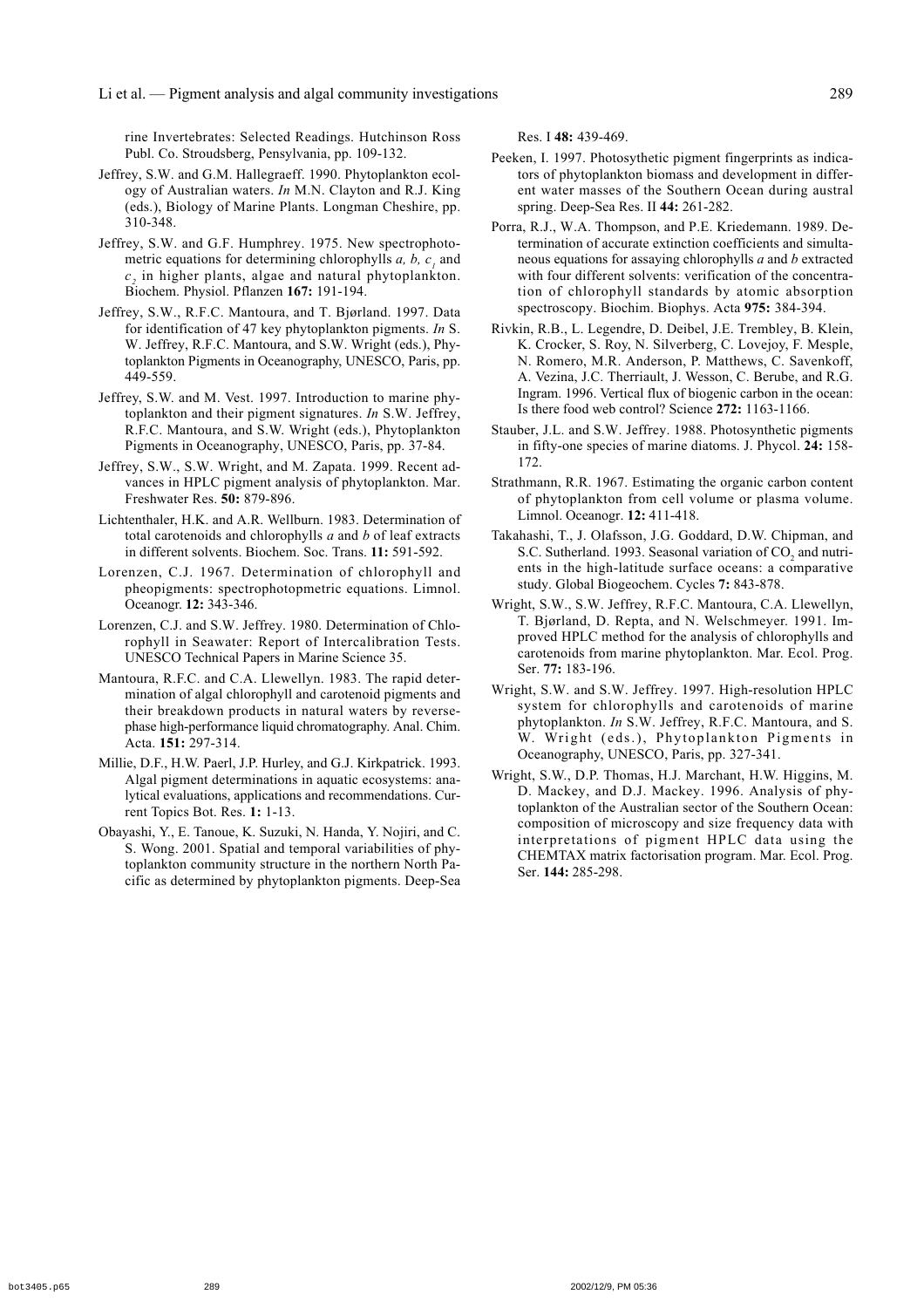rine Invertebrates: Selected Readings. Hutchinson Ross Publ. Co. Stroudsberg, Pensylvania, pp. 109-132.

Jeffrey, S.W. and G.M. Hallegraeff. 1990. Phytoplankton ecology of Australian waters. *In* M.N. Clayton and R.J. King (eds.), Biology of Marine Plants. Longman Cheshire, pp. 310-348.

Jeffrey, S.W. and G.F. Humphrey. 1975. New spectrophotometric equations for determining chlorophylls *a, b,* $c_1$ and $c_2$ in higher plants, algae and natural phytoplankton. Biochem. Physiol. Pflanzen **167:** 191-194.

Jeffrey, S.W., R.F.C. Mantoura, and T. Bjørland. 1997. Data for identification of 47 key phytoplankton pigments. *In* S. W. Jeffrey, R.F.C. Mantoura, and S.W. Wright (eds.), Phytoplankton Pigments in Oceanography, UNESCO, Paris, pp. 449-559.

Jeffrey, S.W. and M. Vest. 1997. Introduction to marine phytoplankton and their pigment signatures. *In* S.W. Jeffrey, R.F.C. Mantoura, and S.W. Wright (eds.), Phytoplankton Pigments in Oceanography, UNESCO, Paris, pp. 37-84.

Jeffrey, S.W., S.W. Wright, and M. Zapata. 1999. Recent advances in HPLC pigment analysis of phytoplankton. Mar. Freshwater Res. **50:** 879-896.

Lichtenthaler, H.K. and A.R. Wellburn. 1983. Determination of total carotenoids and chlorophylls *a* and *b* of leaf extracts in different solvents. Biochem. Soc. Trans. **11:** 591-592.

Lorenzen, C.J. 1967. Determination of chlorophyll and pheopigments: spectrophotopmetric equations. Limnol. Oceanogr. **12:** 343-346.

Lorenzen, C.J. and S.W. Jeffrey. 1980. Determination of Chlorophyll in Seawater: Report of Intercalibration Tests. UNESCO Technical Papers in Marine Science 35.

Mantoura, R.F.C. and C.A. Llewellyn. 1983. The rapid determination of algal chlorophyll and carotenoid pigments and their breakdown products in natural waters by reverse-phase high-performance liquid chromatography. Anal. Chim. Acta. **151:** 297-314.

Millie, D.F., H.W. Paerl, J.P. Hurley, and G.J. Kirkpatrick. 1993. Algal pigment determinations in aquatic ecosystems: analytical evaluations, applications and recommendations. Current Topics Bot. Res. **1:** 1-13.

Obayashi, Y., E. Tanoue, K. Suzuki, N. Handa, Y. Nojiri, and C. S. Wong. 2001. Spatial and temporal variabilities of phytoplankton community structure in the northern North Pacific as determined by phytoplankton pigments. Deep-Sea Res. I **48:** 439-469.

Peeken, I. 1997. Photosythetic pigment fingerprints as indicators of phytoplankton biomass and development in different water masses of the Southern Ocean during austral spring. Deep-Sea Res. II **44:** 261-282.

Porra, R.J., W.A. Thompson, and P.E. Kriedemann. 1989. Determination of accurate extinction coefficients and simultaneous equations for assaying chlorophylls *a* and *b* extracted with four different solvents: verification of the concentration of chlorophyll standards by atomic absorption spectroscopy. Biochim. Biophys. Acta **975:** 384-394.

Rivkin, R.B., L. Legendre, D. Deibel, J.E. Trembley, B. Klein, K. Crocker, S. Roy, N. Silverberg, C. Lovejoy, F. Mesple, N. Romero, M.R. Anderson, P. Matthews, C. Savenkoff, A. Vezina, J.C. Therriault, J. Wesson, C. Berube, and R.G. Ingram. 1996. Vertical flux of biogenic carbon in the ocean: Is there food web control? Science **272:** 1163-1166.

Stauber, J.L. and S.W. Jeffrey. 1988. Photosynthetic pigments in fifty-one species of marine diatoms. J. Phycol. **24:** 158-172.

Strathmann, R.R. 1967. Estimating the organic carbon content of phytoplankton from cell volume or plasma volume. Limnol. Oceanogr. **12:** 411-418.

Takahashi, T., J. Olafsson, J.G. Goddard, D.W. Chipman, and S.C. Sutherland. 1993. Seasonal variation of $CO_2$ and nutrients in the high-latitude surface oceans: a comparative study. Global Biogeochem. Cycles **7:** 843-878.

Wright, S.W., S.W. Jeffrey, R.F.C. Mantoura, C.A. Llewellyn, T. Bjørland, D. Repta, and N. Welschmeyer. 1991. Improved HPLC method for the analysis of chlorophylls and carotenoids from marine phytoplankton. Mar. Ecol. Prog. Ser. **77:** 183-196.

Wright, S.W. and S.W. Jeffrey. 1997. High-resolution HPLC system for chlorophylls and carotenoids of marine phytoplankton. *In* S.W. Jeffrey, R.F.C. Mantoura, and S. W. Wright (eds.), Phytoplankton Pigments in Oceanography, UNESCO, Paris, pp. 327-341.

Wright, S.W., D.P. Thomas, H.J. Marchant, H.W. Higgins, M. D. Mackey, and D.J. Mackey. 1996. Analysis of phytoplankton of the Australian sector of the Southern Ocean: composition of microscopy and size frequency data with interpretations of pigment HPLC data using the CHEMTAX matrix factorisation program. Mar. Ecol. Prog. Ser. **144:** 285-298.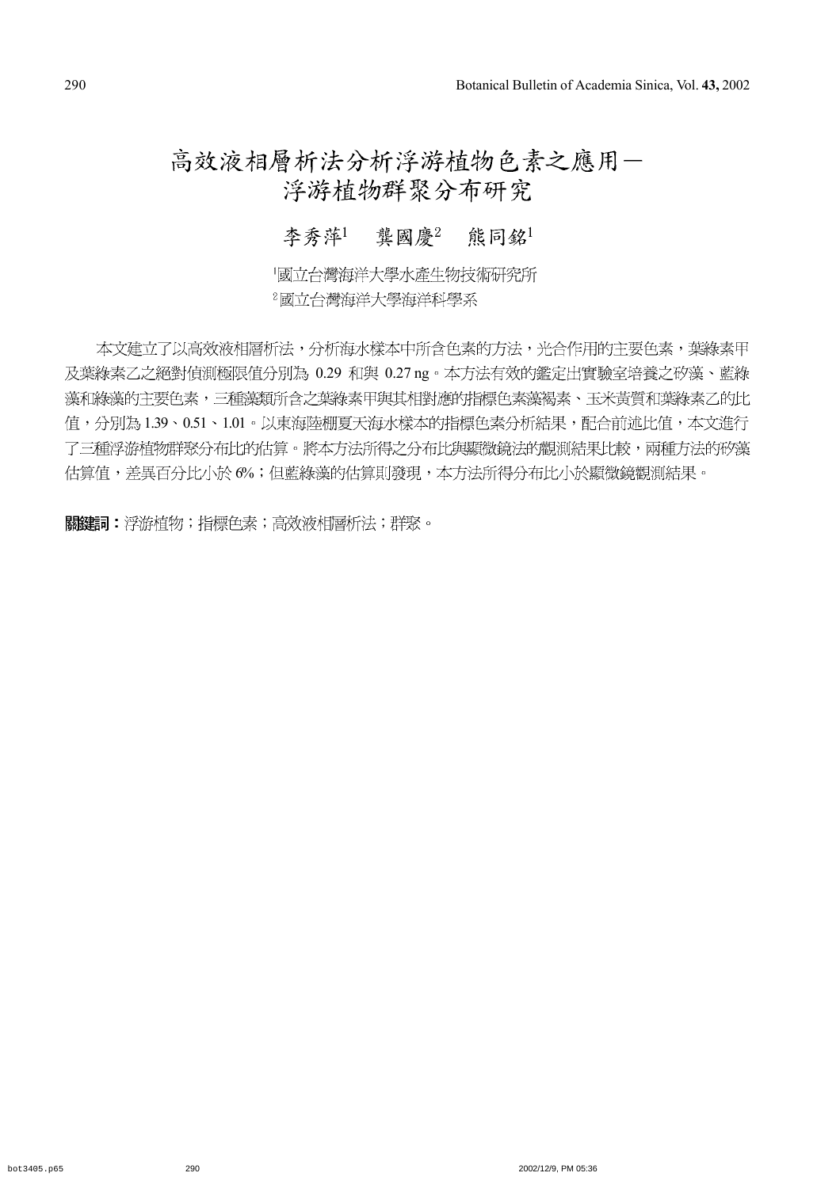# 高效液相層析法分析浮游植物色素之應用－浮游植物群聚分布研究

李秀萍[1]　龔國慶[2]　熊同銘[1]

[1]國立台灣海洋大學水產生物技術研究所
[2]國立台灣海洋大學海洋科學系

本文建立了以高效液相層析法，分析海水樣本中所含色素的方法，光合作用的主要色素，葉綠素甲及葉綠素乙之絕對偵測極限值分別為 0.29 和與 0.27 ng。本方法有效的鑑定出實驗室培養之矽藻、藍綠藻和綠藻的主要色素，三種藻類所含之葉綠素甲與其相對應的指標色素藻褐素、玉米黃質和葉綠素乙的比值，分別為 1.39、0.51、1.01。以東海陸棚夏天海水樣本的指標色素分析結果，配合前述比值，本文進行了三種浮游植物群聚分布比的估算。將本方法所得之分布比與顯微鏡法的觀測結果比較，兩種方法的矽藻估算值，差異百分比小於 6%；但藍綠藻的估算則發現，本方法所得分布比小於顯微鏡觀測結果。

**關鍵詞：**浮游植物；指標色素；高效液相層析法；群聚。